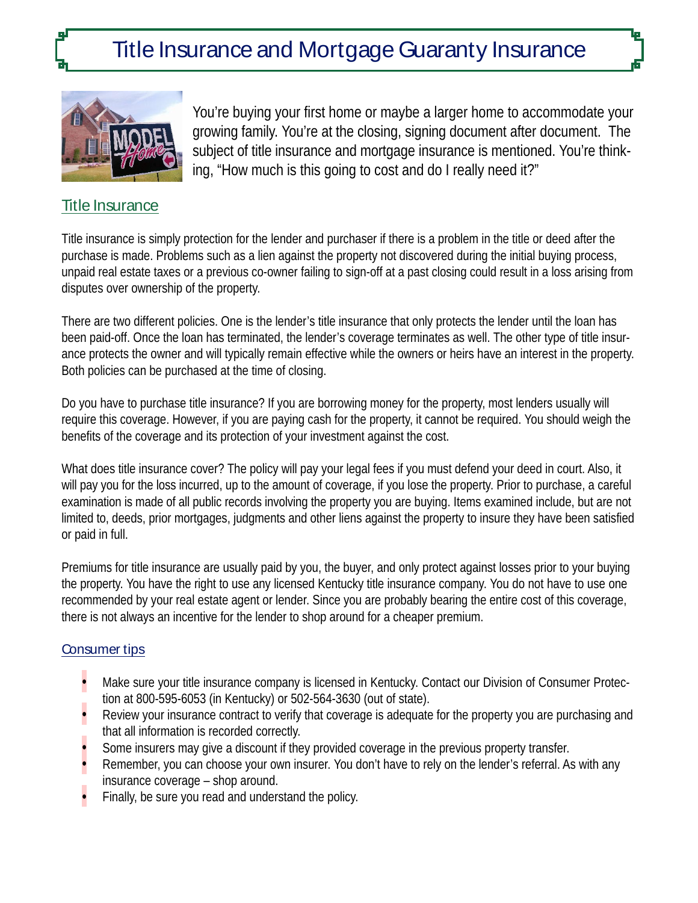# Title Insurance and Mortgage Guaranty Insurance

You're buying your first home or maybe a larger home to accommodate your growing family. You're at the closing, signing document after document. The subject of title insurance and mortgage insurance is mentioned. You're thinking, "How much is this going to cost and do I really need it?"

## Title Insurance

Title insurance is simply protection for the lender and purchaser if there is a problem in the title or deed after the purchase is made. Problems such as a lien against the property not discovered during the initial buying process, unpaid real estate taxes or a previous co-owner failing to sign-off at a past closing could result in a loss arising from disputes over ownership of the property.

There are two different policies. One is the lender's title insurance that only protects the lender until the loan has been paid-off. Once the loan has terminated, the lender's coverage terminates as well. The other type of title insurance protects the owner and will typically remain effective while the owners or heirs have an interest in the property. Both policies can be purchased at the time of closing.

Do you have to purchase title insurance? If you are borrowing money for the property, most lenders usually will require this coverage. However, if you are paying cash for the property, it cannot be required. You should weigh the benefits of the coverage and its protection of your investment against the cost.

What does title insurance cover? The policy will pay your legal fees if you must defend your deed in court. Also, it will pay you for the loss incurred, up to the amount of coverage, if you lose the property. Prior to purchase, a careful examination is made of all public records involving the property you are buying. Items examined include, but are not limited to, deeds, prior mortgages, judgments and other liens against the property to insure they have been satisfied or paid in full.

Premiums for title insurance are usually paid by you, the buyer, and only protect against losses prior to your buying the property. You have the right to use any licensed Kentucky title insurance company. You do not have to use one recommended by your real estate agent or lender. Since you are probably bearing the entire cost of this coverage, there is not always an incentive for the lender to shop around for a cheaper premium.

### Consumer tips

- Make sure your title insurance company is licensed in Kentucky. Contact our Division of Consumer Protection at 800-595-6053 (in Kentucky) or 502-564-3630 (out of state).
- Review your insurance contract to verify that coverage is adequate for the property you are purchasing and that all information is recorded correctly.
- Some insurers may give a discount if they provided coverage in the previous property transfer.
- Remember, you can choose your own insurer. You don't have to rely on the lender's referral. As with any insurance coverage – shop around.
- Finally, be sure you read and understand the policy.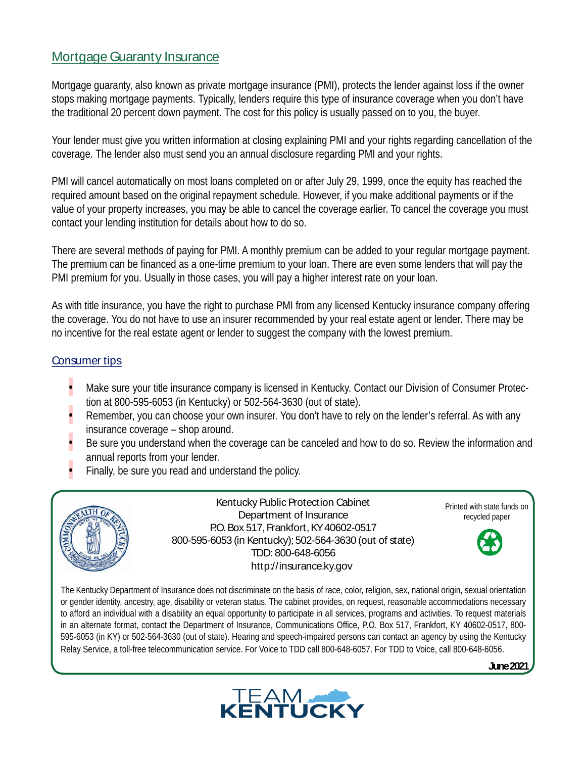## Mortgage Guaranty Insurance

Mortgage guaranty, also known as private mortgage insurance (PMI), protects the lender against loss if the owner stops making mortgage payments. Typically, lenders require this type of insurance coverage when you don't have the traditional 20 percent down payment. The cost for this policy is usually passed on to you, the buyer.

Your lender must give you written information at closing explaining PMI and your rights regarding cancellation of the coverage. The lender also must send you an annual disclosure regarding PMI and your rights.

PMI will cancel automatically on most loans completed on or after July 29, 1999, once the equity has reached the required amount based on the original repayment schedule. However, if you make additional payments or if the value of your property increases, you may be able to cancel the coverage earlier. To cancel the coverage you must contact your lending institution for details about how to do so.

There are several methods of paying for PMI. A monthly premium can be added to your regular mortgage payment. The premium can be financed as a one-time premium to your loan. There are even some lenders that will pay the PMI premium for you. Usually in those cases, you will pay a higher interest rate on your loan.

As with title insurance, you have the right to purchase PMI from any licensed Kentucky insurance company offering the coverage. You do not have to use an insurer recommended by your real estate agent or lender. There may be no incentive for the real estate agent or lender to suggest the company with the lowest premium.

### Consumer tips

- Make sure your title insurance company is licensed in Kentucky. Contact our Division of Consumer Protection at 800-595-6053 (in Kentucky) or 502-564-3630 (out of state).
- Remember, you can choose your own insurer. You don't have to rely on the lender's referral. As with any insurance coverage – shop around.
- Be sure you understand when the coverage can be canceled and how to do so. Review the information and annual reports from your lender.
- Finally, be sure you read and understand the policy.

Kentucky Public Protection Cabinet
Department of Insurance
P.O. Box 517, Frankfort, KY 40602-0517
800-595-6053 (in Kentucky); 502-564-3630 (out of state)
TDD: 800-648-6056
http://insurance.ky.gov

Printed with state funds on recycled paper

The Kentucky Department of Insurance does not discriminate on the basis of race, color, religion, sex, national origin, sexual orientation or gender identity, ancestry, age, disability or veteran status. The cabinet provides, on request, reasonable accommodations necessary to afford an individual with a disability an equal opportunity to participate in all services, programs and activities. To request materials in an alternate format, contact the Department of Insurance, Communications Office, P.O. Box 517, Frankfort, KY 40602-0517, 800-595-6053 (in KY) or 502-564-3630 (out of state). Hearing and speech-impaired persons can contact an agency by using the Kentucky Relay Service, a toll-free telecommunication service. For Voice to TDD call 800-648-6057. For TDD to Voice, call 800-648-6056.

June 2021

TEAM KENTUCKY